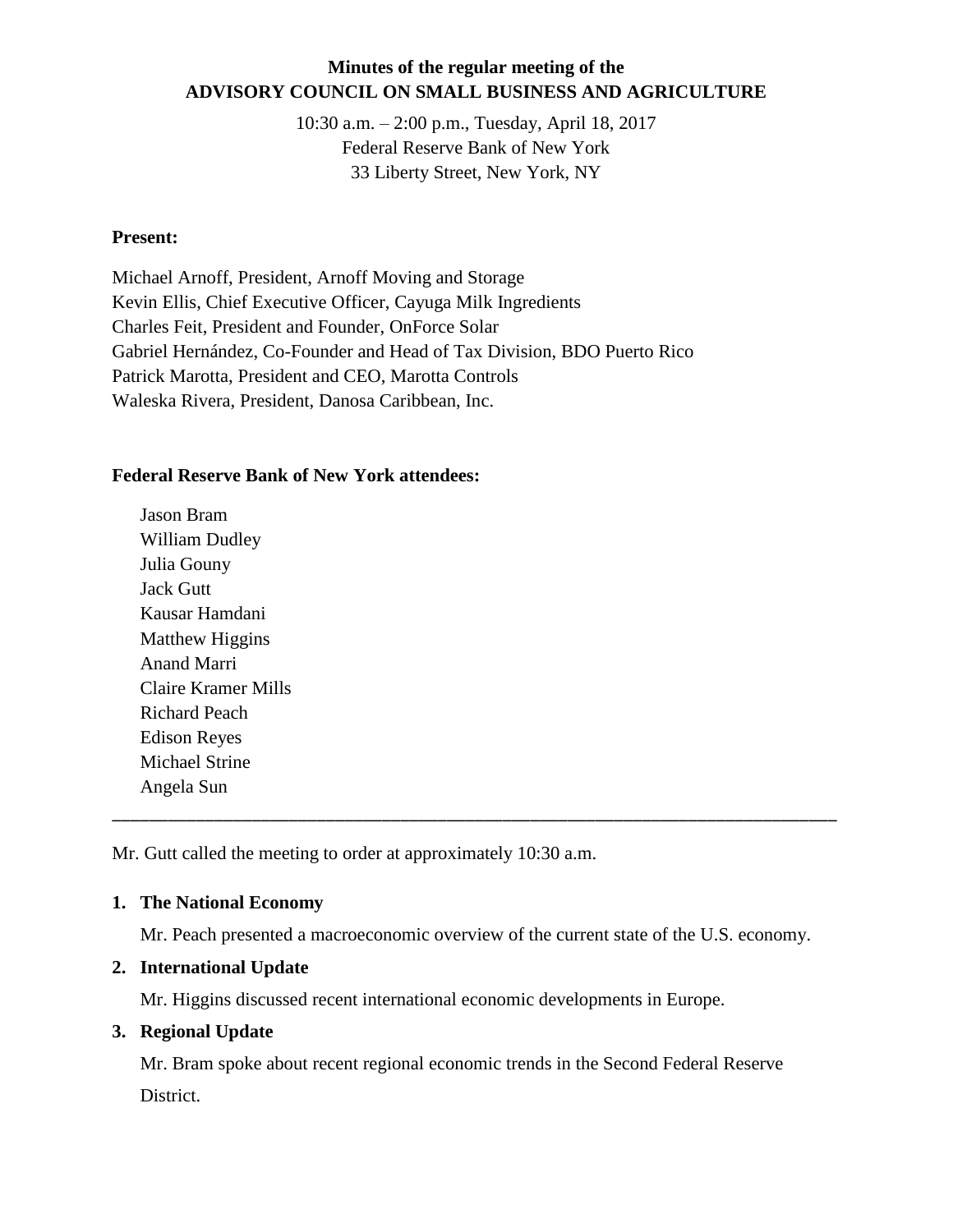**Minutes of the regular meeting of the**
**ADVISORY COUNCIL ON SMALL BUSINESS AND AGRICULTURE**

10:30 a.m. – 2:00 p.m., Tuesday, April 18, 2017
Federal Reserve Bank of New York
33 Liberty Street, New York, NY

**Present:**

Michael Arnoff, President, Arnoff Moving and Storage
Kevin Ellis, Chief Executive Officer, Cayuga Milk Ingredients
Charles Feit, President and Founder, OnForce Solar
Gabriel Hernández, Co-Founder and Head of Tax Division, BDO Puerto Rico
Patrick Marotta, President and CEO, Marotta Controls
Waleska Rivera, President, Danosa Caribbean, Inc.

**Federal Reserve Bank of New York attendees:**

Jason Bram
William Dudley
Julia Gouny
Jack Gutt
Kausar Hamdani
Matthew Higgins
Anand Marri
Claire Kramer Mills
Richard Peach
Edison Reyes
Michael Strine
Angela Sun

---

Mr. Gutt called the meeting to order at approximately 10:30 a.m.

1. **The National Economy**

   Mr. Peach presented a macroeconomic overview of the current state of the U.S. economy.

2. **International Update**

   Mr. Higgins discussed recent international economic developments in Europe.

3. **Regional Update**

   Mr. Bram spoke about recent regional economic trends in the Second Federal Reserve District.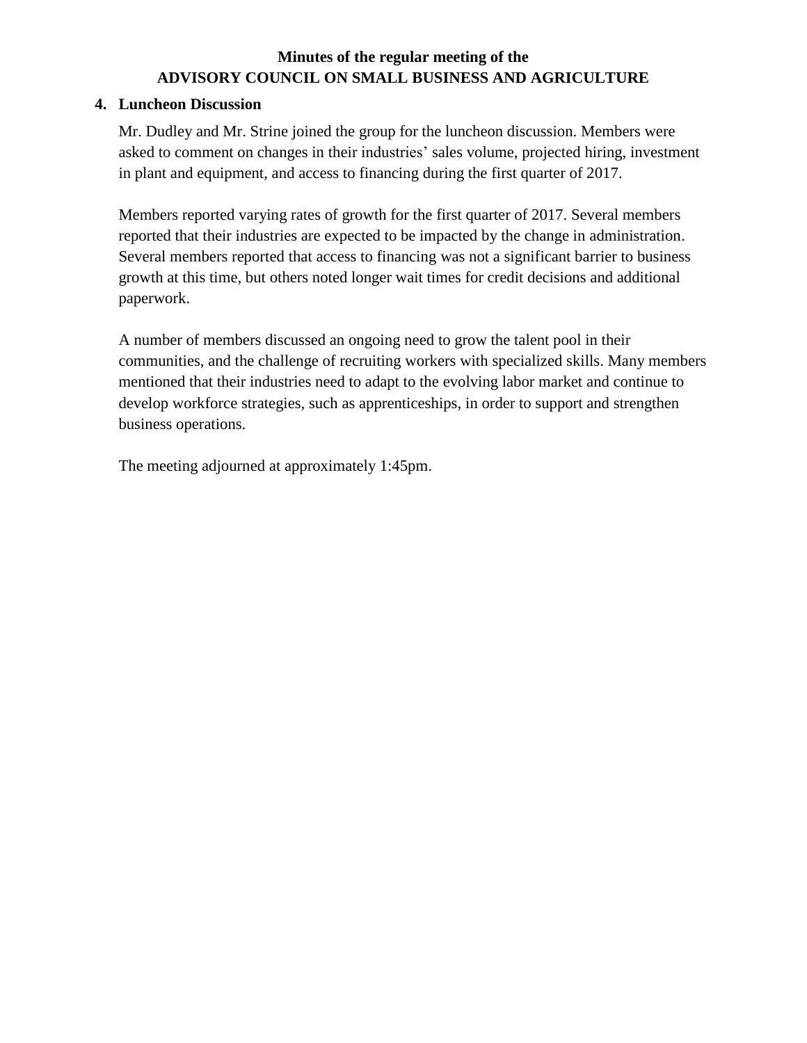**Minutes of the regular meeting of the**
**ADVISORY COUNCIL ON SMALL BUSINESS AND AGRICULTURE**

## 4. Luncheon Discussion

Mr. Dudley and Mr. Strine joined the group for the luncheon discussion. Members were asked to comment on changes in their industries' sales volume, projected hiring, investment in plant and equipment, and access to financing during the first quarter of 2017.

Members reported varying rates of growth for the first quarter of 2017. Several members reported that their industries are expected to be impacted by the change in administration. Several members reported that access to financing was not a significant barrier to business growth at this time, but others noted longer wait times for credit decisions and additional paperwork.

A number of members discussed an ongoing need to grow the talent pool in their communities, and the challenge of recruiting workers with specialized skills. Many members mentioned that their industries need to adapt to the evolving labor market and continue to develop workforce strategies, such as apprenticeships, in order to support and strengthen business operations.

The meeting adjourned at approximately 1:45pm.